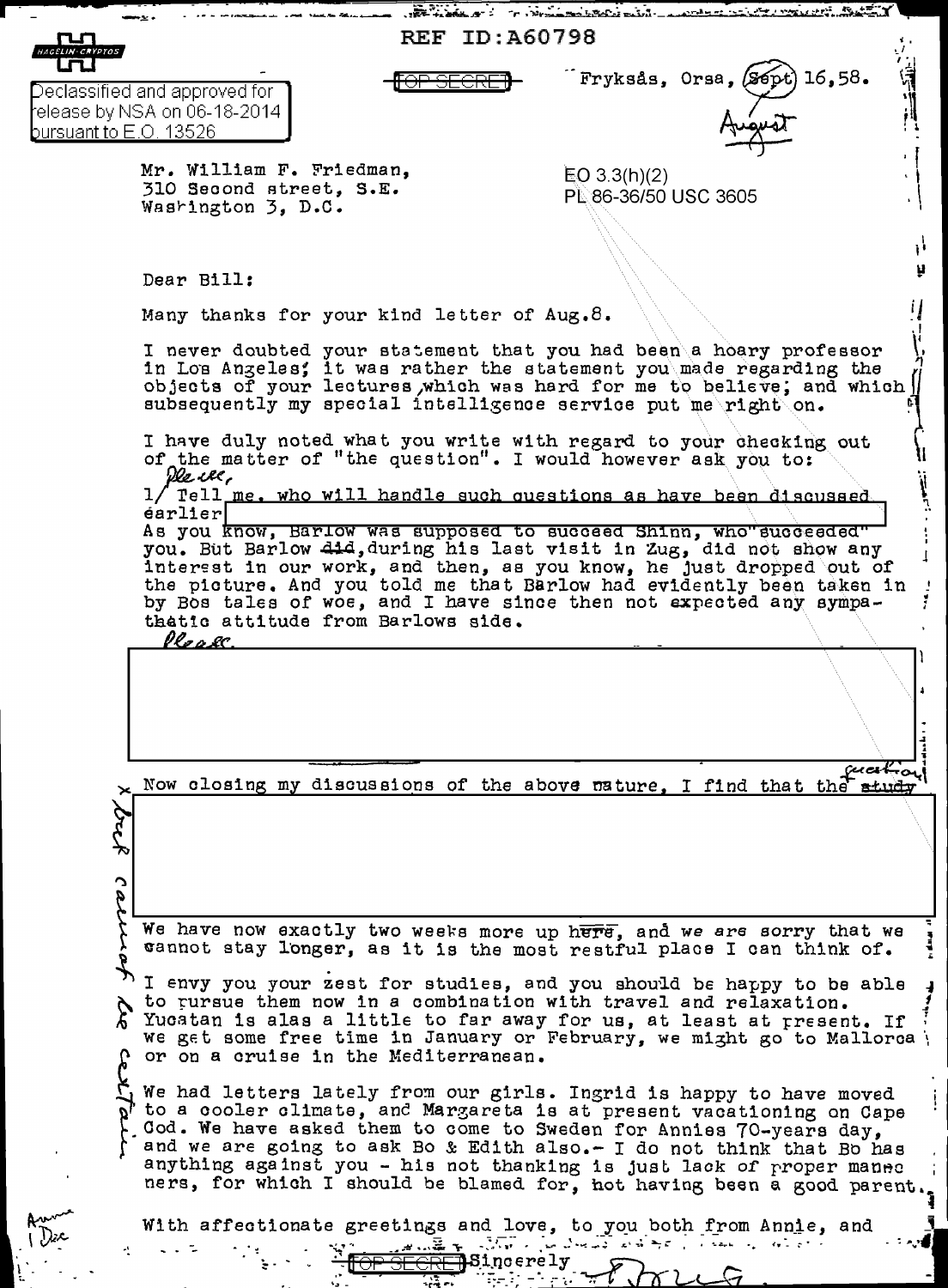REF ID:A60798

Declassified and approved for release by NSA on 06-18-2014 pursuant to E.O. 13526

TOP SECRET

Fryksås, Orsa, ~~Sept~~ August 16,58.

EO 3.3(h)(2)
PL 86-36/50 USC 3605

Mr. William F. Friedman,
310 Second street, S.E.
Washington 3, D.C.

Dear Bill:

Many thanks for your kind letter of Aug.8.

I never doubted your statement that you had been a hoary professor in Los Angeles; it was rather the statement you made regarding the objects of your lectures, which was hard for me to believe; and which subsequently my special intelligence service put me right on.

I have duly noted what you write with regard to your checking out of the matter of "the question". I would however ask you to:

1/ Please, Tell me, who will handle such questions as have been discussed earlier [REDACTED]

As you know, Barlow was supposed to succeed Shinn, who "succeeded" you. But Barlow ~~did~~, during his last visit in Zug, did not show any interest in our work, and then, as you know, he just dropped out of the picture. And you told me that Barlow had evidently been taken in by Bos tales of woe, and I have since then not expected any sympathatic attitude from Barlows side.

Please [REDACTED]

Now closing my discussions of the above nature, I find that the ~~study~~ question [REDACTED]

We have now exactly two weeks more up ~~here~~, and we are sorry that we cannot stay longer, as it is the most restful place I can think of.

I envy you your zest for studies, and you should be happy to be able to pursue them now in a combination with travel and relaxation. Yucatan is alas a little to far away for us, at least at present. If we get some free time in January or February, we might go to Mallorca or on a cruise in the Mediterranean.

We had letters lately from our girls. Ingrid is happy to have moved to a cooler climate, and Margareta is at present vacationing on Cape Cod. We have asked them to come to Sweden for Annies 70-years day, and we are going to ask Bo & Edith also.- I do not think that Bo has anything against you - his not thanking is just lack of proper manners, for which I should be blamed for, not having been a good parent.

With affectionate greetings and love, to you both from Annie, and

Sincerely

TOP SECRET

(Margin notes: "x back cannot be certain"; "Annie 1 Dec")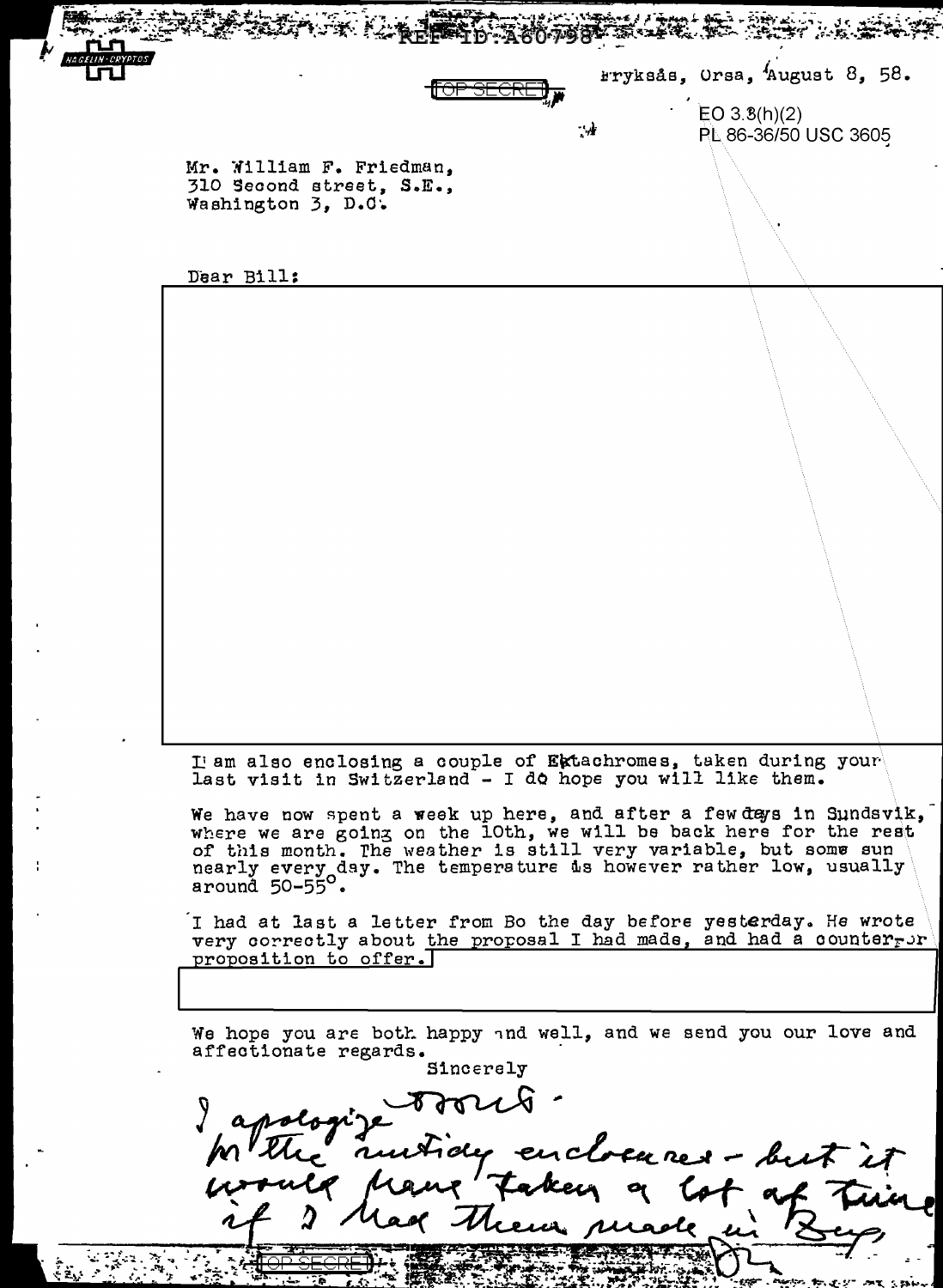Fryksås, Orsa, August 8, 58.

TOP SECRET

EO 3.3(h)(2)
PL 86-36/50 USC 3605

Mr. William F. Friedman,
310 Second street, S.E.,
Washington 3, D.C.

Dear Bill:

I am also enclosing a couple of Ektachromes, taken during your last visit in Switzerland - I do hope you will like them.

We have now spent a week up here, and after a few days in Sundsvik, where we are going on the 10th, we will be back here for the rest of this month. The weather is still very variable, but some sun nearly every day. The temperature is however rather low, usually around 50-55°.

I had at last a letter from Bo the day before yesterday. He wrote very correctly about the proposal I had made, and had a counter-or proposition to offer.

We hope you are both happy and well, and we send you our love and affectionate regards.

Sincerely

Boris

I apologize for the untidy enclosures - but it would have taken a lot of time if I had them made in Zug.

TOP SECRET